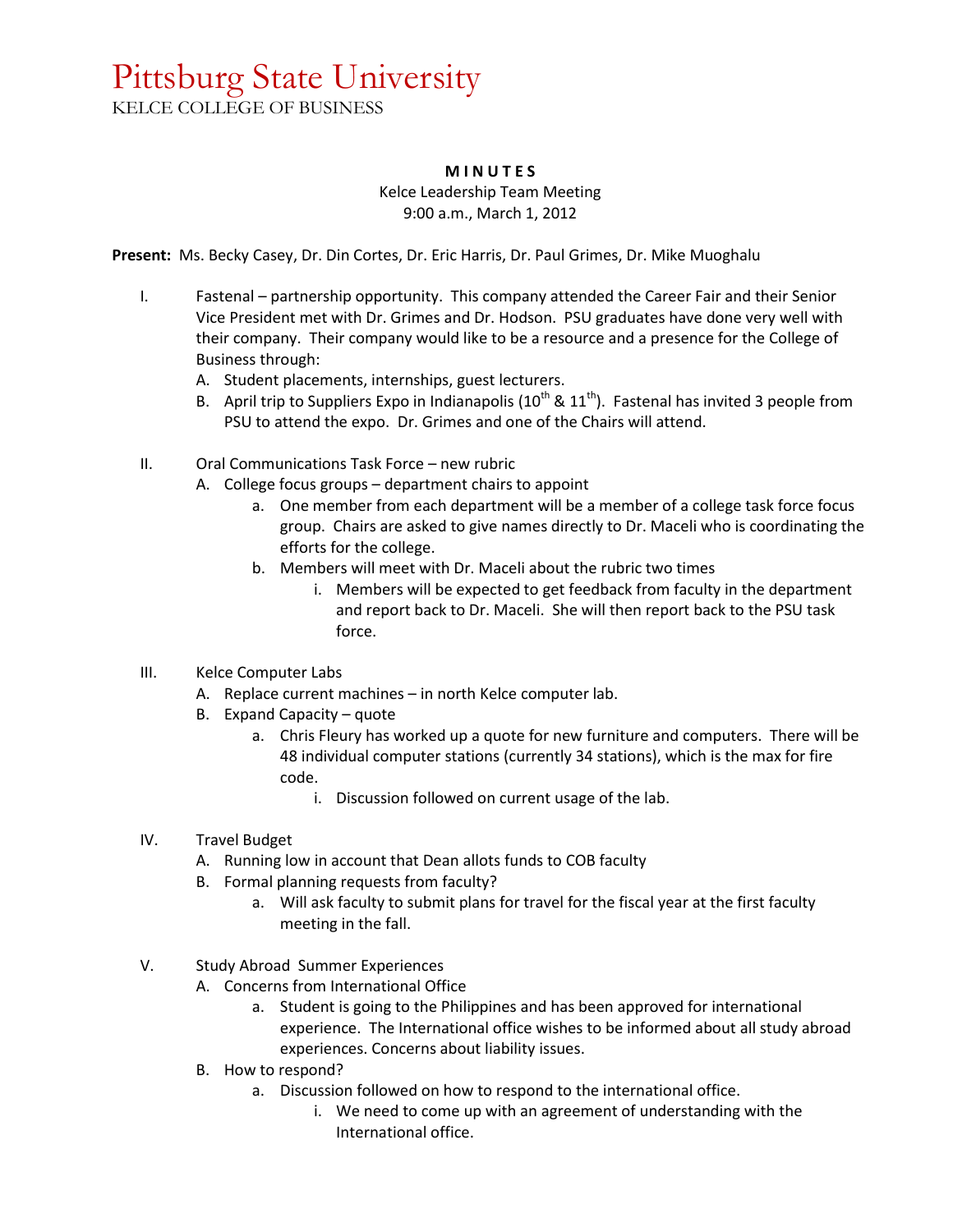# Pittsburg State University

KELCE COLLEGE OF BUSINESS

**M I N U T E S**

Kelce Leadership Team Meeting

9:00 a.m., March 1, 2012

**Present:** Ms. Becky Casey, Dr. Din Cortes, Dr. Eric Harris, Dr. Paul Grimes, Dr. Mike Muoghalu

I. Fastenal – partnership opportunity. This company attended the Career Fair and their Senior Vice President met with Dr. Grimes and Dr. Hodson. PSU graduates have done very well with their company. Their company would like to be a resource and a presence for the College of Business through:

- A. Student placements, internships, guest lecturers.
- B. April trip to Suppliers Expo in Indianapolis (10th & 11th). Fastenal has invited 3 people from PSU to attend the expo. Dr. Grimes and one of the Chairs will attend.

II. Oral Communications Task Force – new rubric

- A. College focus groups – department chairs to appoint
  - a. One member from each department will be a member of a college task force focus group. Chairs are asked to give names directly to Dr. Maceli who is coordinating the efforts for the college.
  - b. Members will meet with Dr. Maceli about the rubric two times
    - i. Members will be expected to get feedback from faculty in the department and report back to Dr. Maceli. She will then report back to the PSU task force.

III. Kelce Computer Labs

- A. Replace current machines – in north Kelce computer lab.
- B. Expand Capacity – quote
  - a. Chris Fleury has worked up a quote for new furniture and computers. There will be 48 individual computer stations (currently 34 stations), which is the max for fire code.
    - i. Discussion followed on current usage of the lab.

IV. Travel Budget

- A. Running low in account that Dean allots funds to COB faculty
- B. Formal planning requests from faculty?
  - a. Will ask faculty to submit plans for travel for the fiscal year at the first faculty meeting in the fall.

V. Study Abroad Summer Experiences

- A. Concerns from International Office
  - a. Student is going to the Philippines and has been approved for international experience. The International office wishes to be informed about all study abroad experiences. Concerns about liability issues.
- B. How to respond?
  - a. Discussion followed on how to respond to the international office.
    - i. We need to come up with an agreement of understanding with the International office.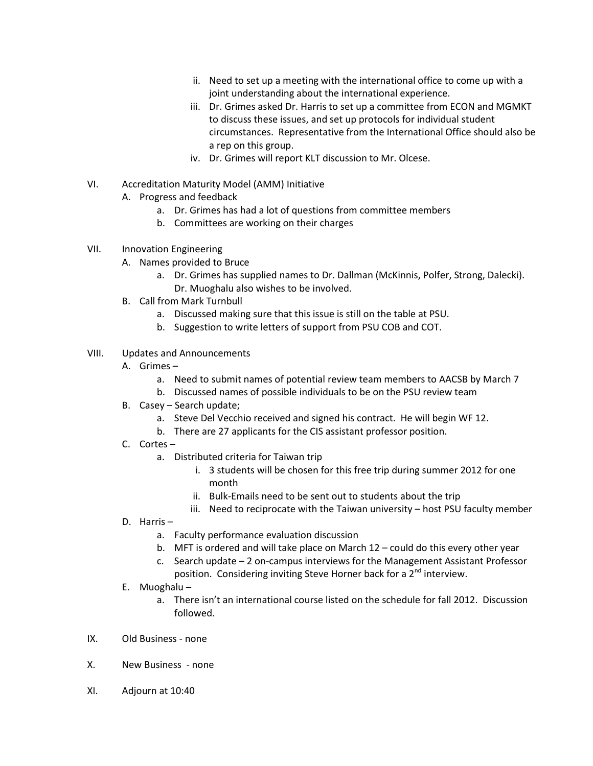ii. Need to set up a meeting with the international office to come up with a joint understanding about the international experience.
   iii. Dr. Grimes asked Dr. Harris to set up a committee from ECON and MGMKT to discuss these issues, and set up protocols for individual student circumstances. Representative from the International Office should also be a rep on this group.
   iv. Dr. Grimes will report KLT discussion to Mr. Olcese.

VI. Accreditation Maturity Model (AMM) Initiative
   A. Progress and feedback
      a. Dr. Grimes has had a lot of questions from committee members
      b. Committees are working on their charges

VII. Innovation Engineering
   A. Names provided to Bruce
      a. Dr. Grimes has supplied names to Dr. Dallman (McKinnis, Polfer, Strong, Dalecki). Dr. Muoghalu also wishes to be involved.
   B. Call from Mark Turnbull
      a. Discussed making sure that this issue is still on the table at PSU.
      b. Suggestion to write letters of support from PSU COB and COT.

VIII. Updates and Announcements
   A. Grimes –
      a. Need to submit names of potential review team members to AACSB by March 7
      b. Discussed names of possible individuals to be on the PSU review team
   B. Casey – Search update;
      a. Steve Del Vecchio received and signed his contract. He will begin WF 12.
      b. There are 27 applicants for the CIS assistant professor position.
   C. Cortes –
      a. Distributed criteria for Taiwan trip
         i. 3 students will be chosen for this free trip during summer 2012 for one month
         ii. Bulk-Emails need to be sent out to students about the trip
         iii. Need to reciprocate with the Taiwan university – host PSU faculty member
   D. Harris –
      a. Faculty performance evaluation discussion
      b. MFT is ordered and will take place on March 12 – could do this every other year
      c. Search update – 2 on-campus interviews for the Management Assistant Professor position. Considering inviting Steve Horner back for a 2nd interview.
   E. Muoghalu –
      a. There isn't an international course listed on the schedule for fall 2012. Discussion followed.

IX. Old Business - none

X. New Business - none

XI. Adjourn at 10:40